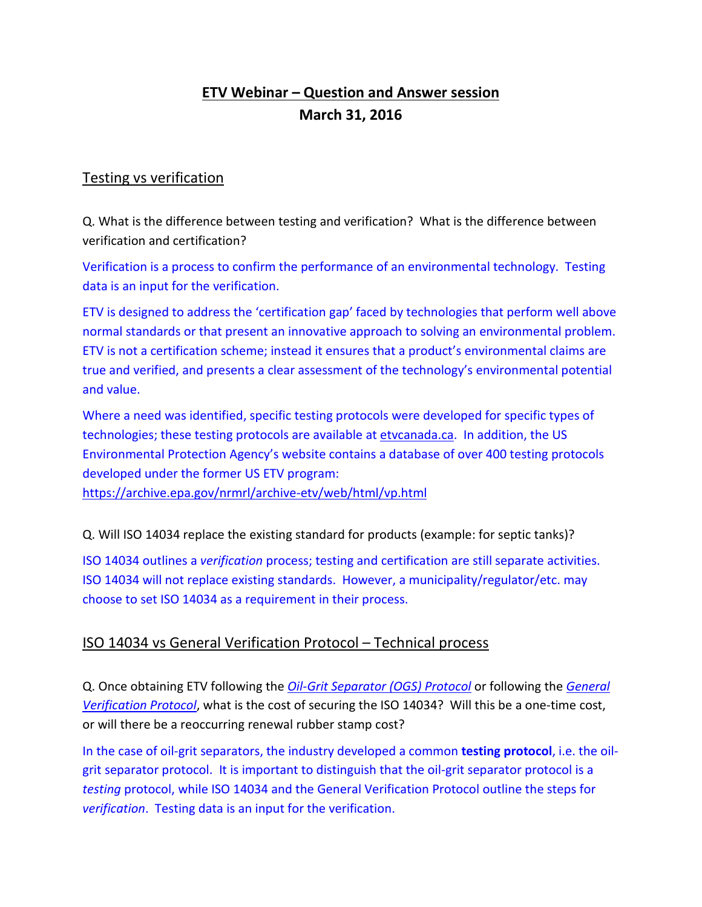# ETV Webinar – Question and Answer session

## March 31, 2016

### Testing vs verification

Q. What is the difference between testing and verification? What is the difference between verification and certification?

Verification is a process to confirm the performance of an environmental technology. Testing data is an input for the verification.

ETV is designed to address the 'certification gap' faced by technologies that perform well above normal standards or that present an innovative approach to solving an environmental problem. ETV is not a certification scheme; instead it ensures that a product's environmental claims are true and verified, and presents a clear assessment of the technology's environmental potential and value.

Where a need was identified, specific testing protocols were developed for specific types of technologies; these testing protocols are available at etvcanada.ca. In addition, the US Environmental Protection Agency's website contains a database of over 400 testing protocols developed under the former US ETV program: https://archive.epa.gov/nrmrl/archive-etv/web/html/vp.html

Q. Will ISO 14034 replace the existing standard for products (example: for septic tanks)?

ISO 14034 outlines a *verification* process; testing and certification are still separate activities. ISO 14034 will not replace existing standards. However, a municipality/regulator/etc. may choose to set ISO 14034 as a requirement in their process.

### ISO 14034 vs General Verification Protocol – Technical process

Q. Once obtaining ETV following the *Oil-Grit Separator (OGS) Protocol* or following the *General Verification Protocol*, what is the cost of securing the ISO 14034? Will this be a one-time cost, or will there be a reoccurring renewal rubber stamp cost?

In the case of oil-grit separators, the industry developed a common **testing protocol**, i.e. the oil-grit separator protocol. It is important to distinguish that the oil-grit separator protocol is a *testing* protocol, while ISO 14034 and the General Verification Protocol outline the steps for *verification*. Testing data is an input for the verification.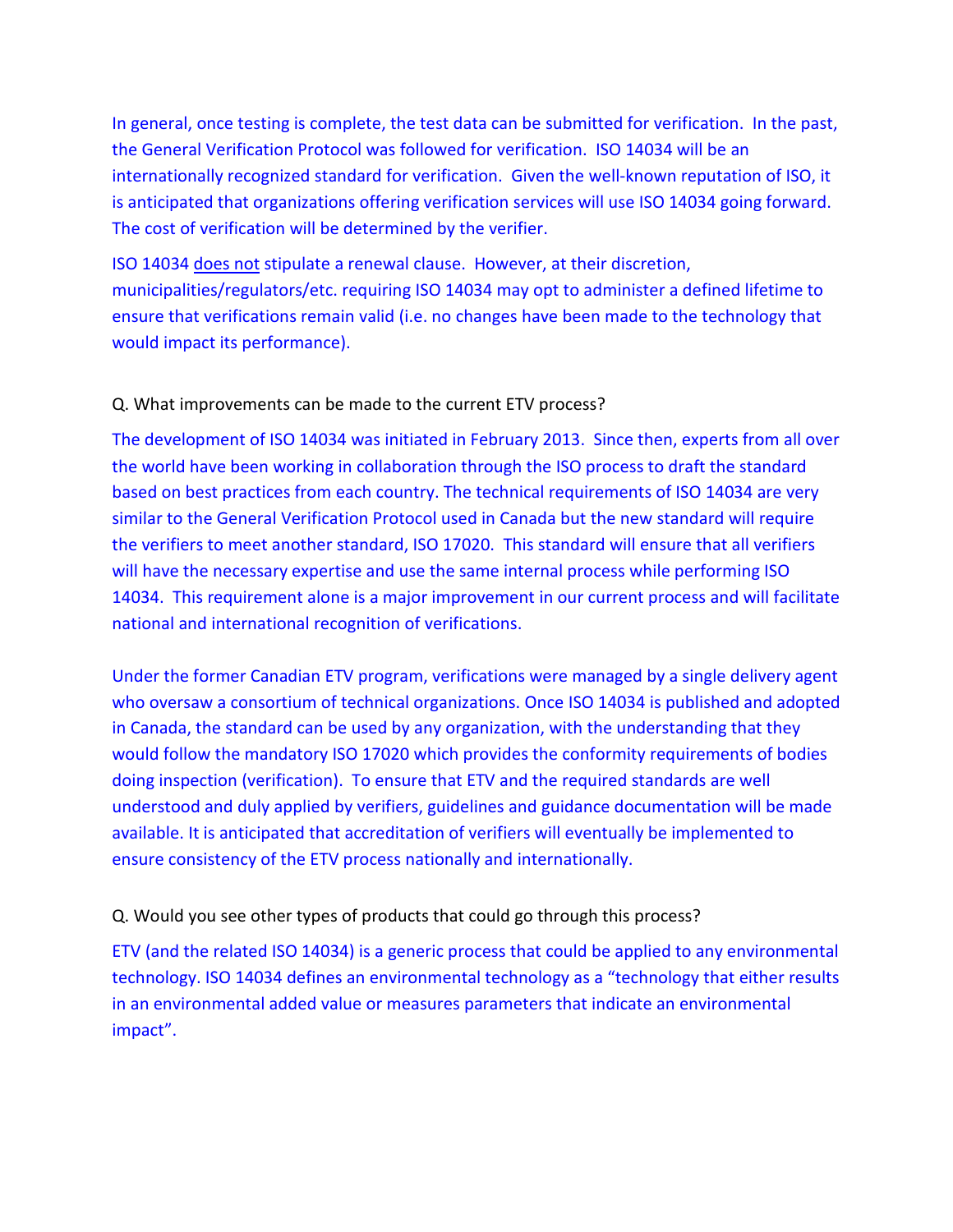In general, once testing is complete, the test data can be submitted for verification. In the past, the General Verification Protocol was followed for verification. ISO 14034 will be an internationally recognized standard for verification. Given the well-known reputation of ISO, it is anticipated that organizations offering verification services will use ISO 14034 going forward. The cost of verification will be determined by the verifier.

ISO 14034 does not stipulate a renewal clause. However, at their discretion, municipalities/regulators/etc. requiring ISO 14034 may opt to administer a defined lifetime to ensure that verifications remain valid (i.e. no changes have been made to the technology that would impact its performance).

Q. What improvements can be made to the current ETV process?

The development of ISO 14034 was initiated in February 2013. Since then, experts from all over the world have been working in collaboration through the ISO process to draft the standard based on best practices from each country. The technical requirements of ISO 14034 are very similar to the General Verification Protocol used in Canada but the new standard will require the verifiers to meet another standard, ISO 17020. This standard will ensure that all verifiers will have the necessary expertise and use the same internal process while performing ISO 14034. This requirement alone is a major improvement in our current process and will facilitate national and international recognition of verifications.

Under the former Canadian ETV program, verifications were managed by a single delivery agent who oversaw a consortium of technical organizations. Once ISO 14034 is published and adopted in Canada, the standard can be used by any organization, with the understanding that they would follow the mandatory ISO 17020 which provides the conformity requirements of bodies doing inspection (verification). To ensure that ETV and the required standards are well understood and duly applied by verifiers, guidelines and guidance documentation will be made available. It is anticipated that accreditation of verifiers will eventually be implemented to ensure consistency of the ETV process nationally and internationally.

Q. Would you see other types of products that could go through this process?

ETV (and the related ISO 14034) is a generic process that could be applied to any environmental technology. ISO 14034 defines an environmental technology as a "technology that either results in an environmental added value or measures parameters that indicate an environmental impact".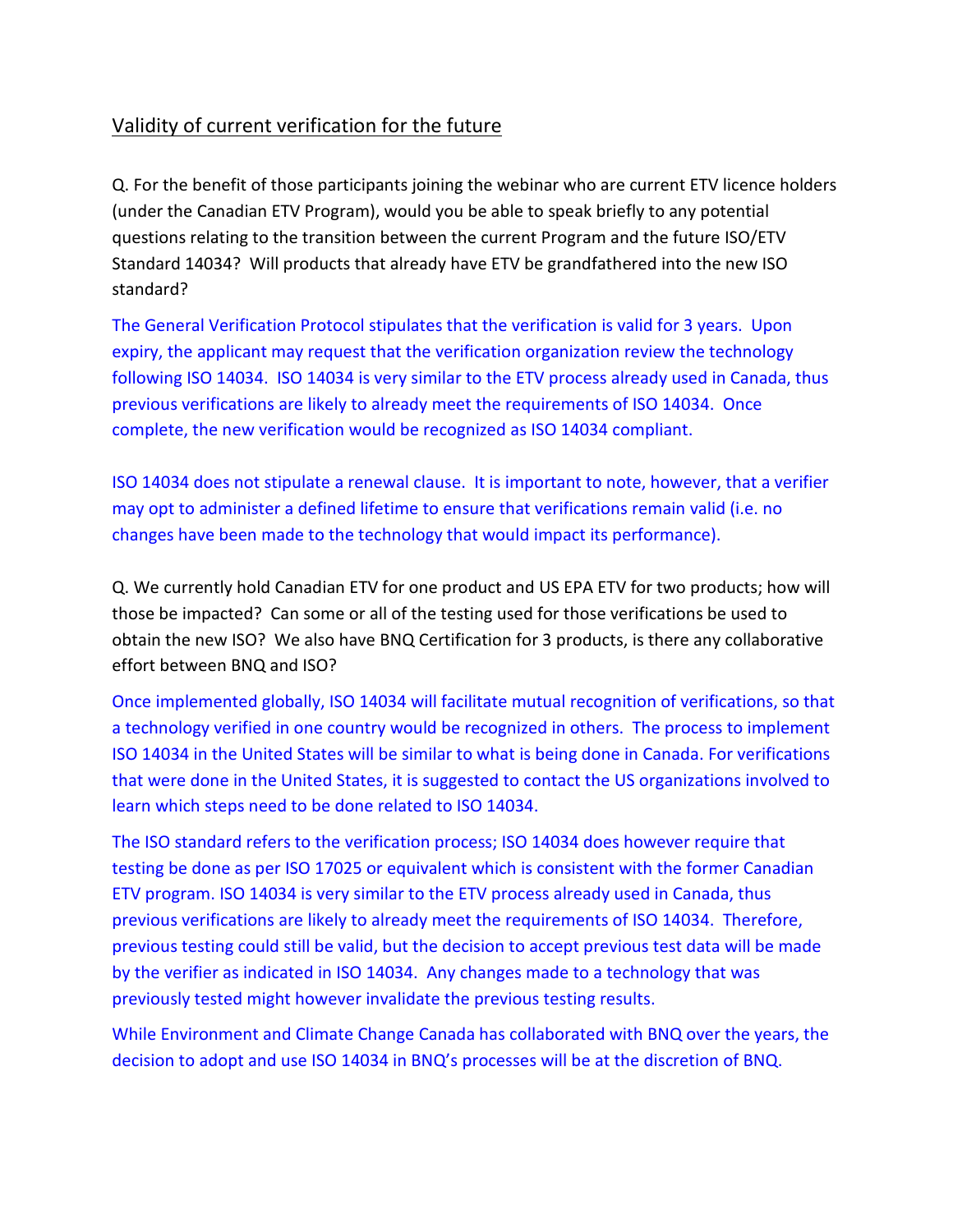## Validity of current verification for the future

Q. For the benefit of those participants joining the webinar who are current ETV licence holders (under the Canadian ETV Program), would you be able to speak briefly to any potential questions relating to the transition between the current Program and the future ISO/ETV Standard 14034? Will products that already have ETV be grandfathered into the new ISO standard?

The General Verification Protocol stipulates that the verification is valid for 3 years. Upon expiry, the applicant may request that the verification organization review the technology following ISO 14034. ISO 14034 is very similar to the ETV process already used in Canada, thus previous verifications are likely to already meet the requirements of ISO 14034. Once complete, the new verification would be recognized as ISO 14034 compliant.

ISO 14034 does not stipulate a renewal clause. It is important to note, however, that a verifier may opt to administer a defined lifetime to ensure that verifications remain valid (i.e. no changes have been made to the technology that would impact its performance).

Q. We currently hold Canadian ETV for one product and US EPA ETV for two products; how will those be impacted? Can some or all of the testing used for those verifications be used to obtain the new ISO? We also have BNQ Certification for 3 products, is there any collaborative effort between BNQ and ISO?

Once implemented globally, ISO 14034 will facilitate mutual recognition of verifications, so that a technology verified in one country would be recognized in others. The process to implement ISO 14034 in the United States will be similar to what is being done in Canada. For verifications that were done in the United States, it is suggested to contact the US organizations involved to learn which steps need to be done related to ISO 14034.

The ISO standard refers to the verification process; ISO 14034 does however require that testing be done as per ISO 17025 or equivalent which is consistent with the former Canadian ETV program. ISO 14034 is very similar to the ETV process already used in Canada, thus previous verifications are likely to already meet the requirements of ISO 14034. Therefore, previous testing could still be valid, but the decision to accept previous test data will be made by the verifier as indicated in ISO 14034. Any changes made to a technology that was previously tested might however invalidate the previous testing results.

While Environment and Climate Change Canada has collaborated with BNQ over the years, the decision to adopt and use ISO 14034 in BNQ's processes will be at the discretion of BNQ.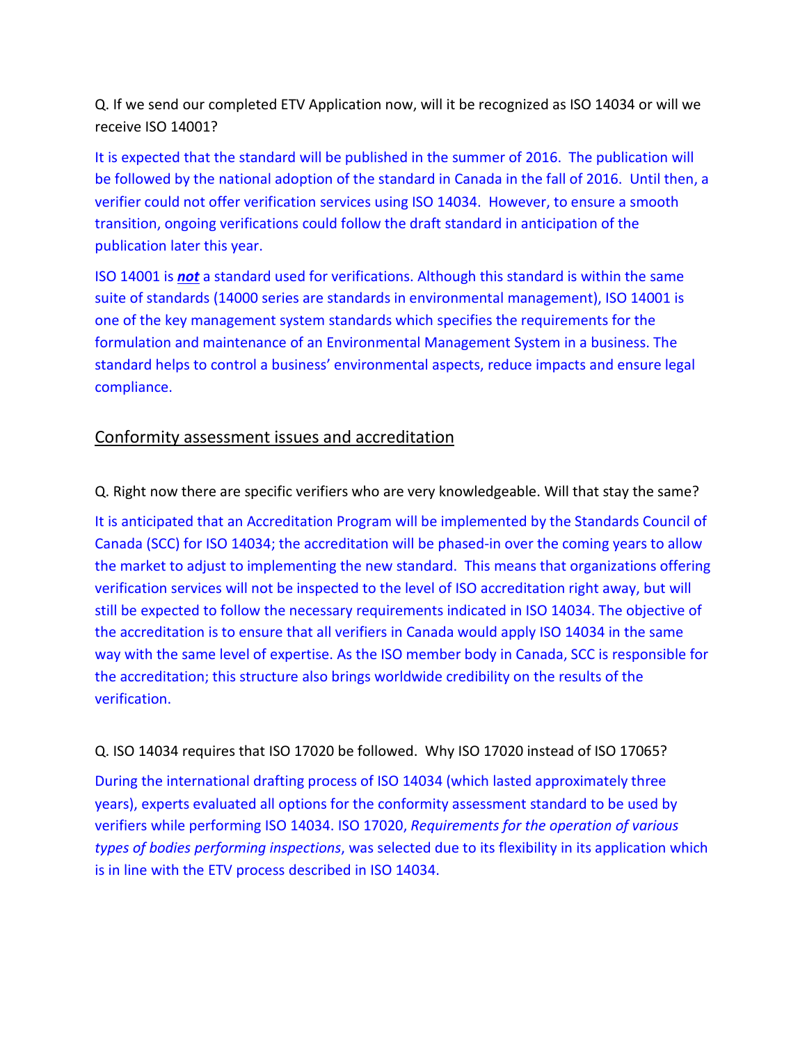Q. If we send our completed ETV Application now, will it be recognized as ISO 14034 or will we receive ISO 14001?

It is expected that the standard will be published in the summer of 2016. The publication will be followed by the national adoption of the standard in Canada in the fall of 2016. Until then, a verifier could not offer verification services using ISO 14034. However, to ensure a smooth transition, ongoing verifications could follow the draft standard in anticipation of the publication later this year.

ISO 14001 is ***not*** a standard used for verifications. Although this standard is within the same suite of standards (14000 series are standards in environmental management), ISO 14001 is one of the key management system standards which specifies the requirements for the formulation and maintenance of an Environmental Management System in a business. The standard helps to control a business' environmental aspects, reduce impacts and ensure legal compliance.

## Conformity assessment issues and accreditation

Q. Right now there are specific verifiers who are very knowledgeable. Will that stay the same?

It is anticipated that an Accreditation Program will be implemented by the Standards Council of Canada (SCC) for ISO 14034; the accreditation will be phased-in over the coming years to allow the market to adjust to implementing the new standard. This means that organizations offering verification services will not be inspected to the level of ISO accreditation right away, but will still be expected to follow the necessary requirements indicated in ISO 14034. The objective of the accreditation is to ensure that all verifiers in Canada would apply ISO 14034 in the same way with the same level of expertise. As the ISO member body in Canada, SCC is responsible for the accreditation; this structure also brings worldwide credibility on the results of the verification.

Q. ISO 14034 requires that ISO 17020 be followed. Why ISO 17020 instead of ISO 17065?

During the international drafting process of ISO 14034 (which lasted approximately three years), experts evaluated all options for the conformity assessment standard to be used by verifiers while performing ISO 14034. ISO 17020, *Requirements for the operation of various types of bodies performing inspections*, was selected due to its flexibility in its application which is in line with the ETV process described in ISO 14034.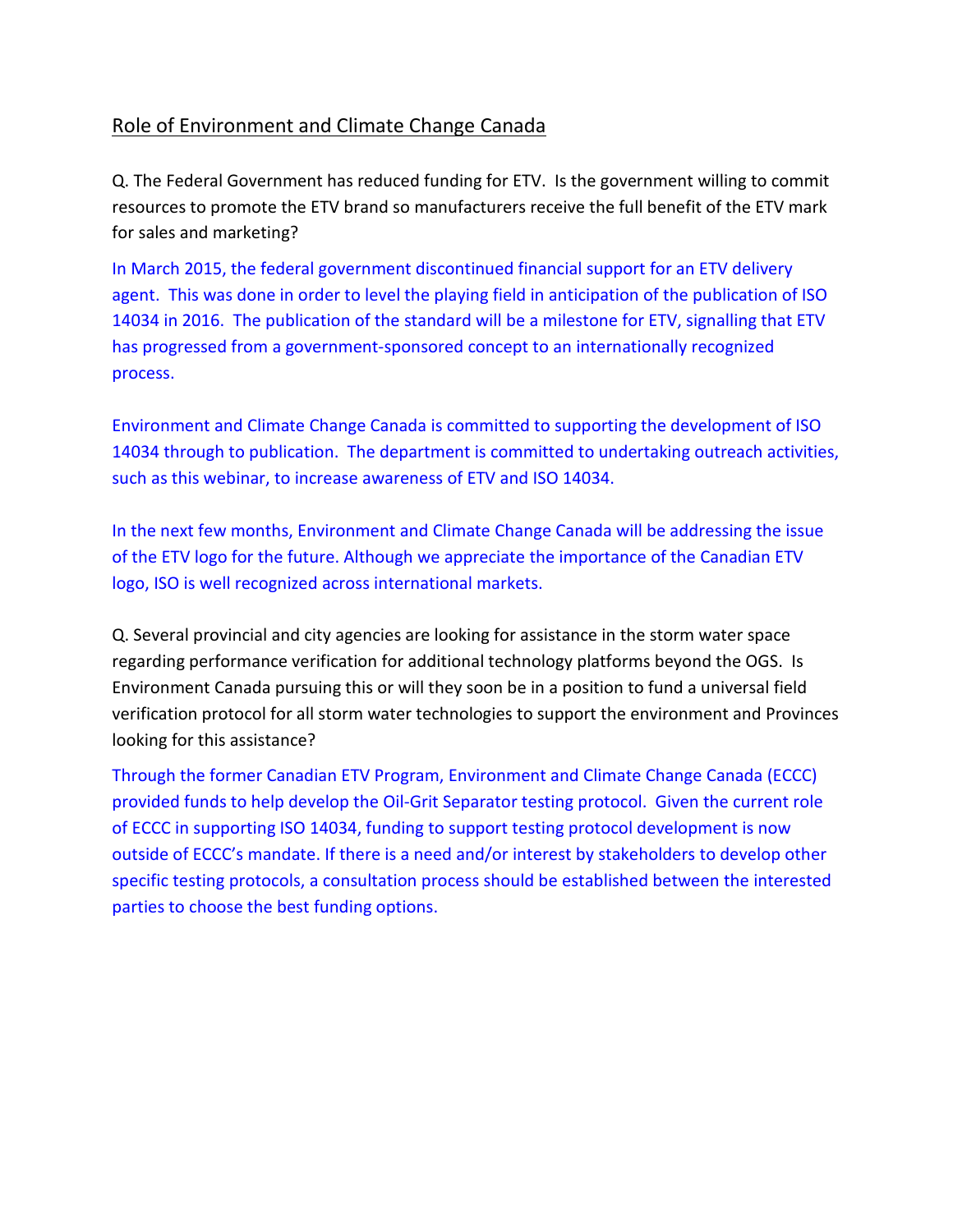## Role of Environment and Climate Change Canada

Q. The Federal Government has reduced funding for ETV. Is the government willing to commit resources to promote the ETV brand so manufacturers receive the full benefit of the ETV mark for sales and marketing?

In March 2015, the federal government discontinued financial support for an ETV delivery agent. This was done in order to level the playing field in anticipation of the publication of ISO 14034 in 2016. The publication of the standard will be a milestone for ETV, signalling that ETV has progressed from a government-sponsored concept to an internationally recognized process.

Environment and Climate Change Canada is committed to supporting the development of ISO 14034 through to publication. The department is committed to undertaking outreach activities, such as this webinar, to increase awareness of ETV and ISO 14034.

In the next few months, Environment and Climate Change Canada will be addressing the issue of the ETV logo for the future. Although we appreciate the importance of the Canadian ETV logo, ISO is well recognized across international markets.

Q. Several provincial and city agencies are looking for assistance in the storm water space regarding performance verification for additional technology platforms beyond the OGS. Is Environment Canada pursuing this or will they soon be in a position to fund a universal field verification protocol for all storm water technologies to support the environment and Provinces looking for this assistance?

Through the former Canadian ETV Program, Environment and Climate Change Canada (ECCC) provided funds to help develop the Oil-Grit Separator testing protocol. Given the current role of ECCC in supporting ISO 14034, funding to support testing protocol development is now outside of ECCC's mandate. If there is a need and/or interest by stakeholders to develop other specific testing protocols, a consultation process should be established between the interested parties to choose the best funding options.